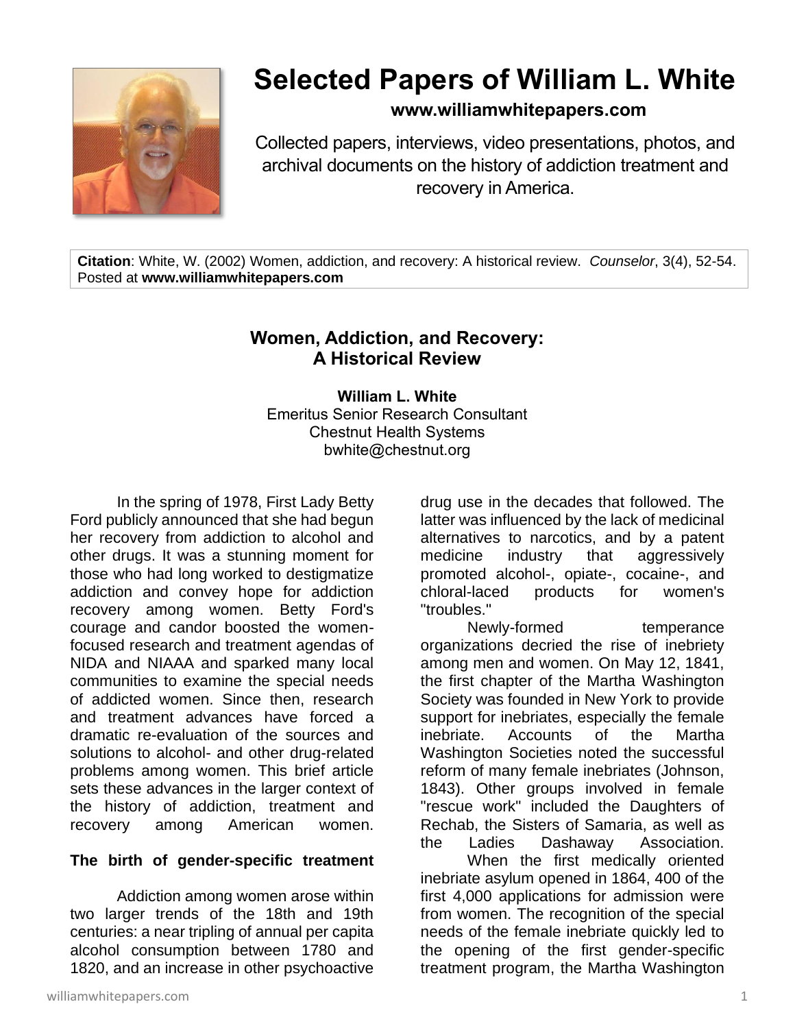# Selected Papers of William L. White

**www.williamwhitepapers.com**

Collected papers, interviews, video presentations, photos, and archival documents on the history of addiction treatment and recovery in America.

**Citation**: White, W. (2002) Women, addiction, and recovery: A historical review. *Counselor*, 3(4), 52-54. Posted at **www.williamwhitepapers.com**

## Women, Addiction, and Recovery: A Historical Review

**William L. White**
Emeritus Senior Research Consultant
Chestnut Health Systems
bwhite@chestnut.org

In the spring of 1978, First Lady Betty Ford publicly announced that she had begun her recovery from addiction to alcohol and other drugs. It was a stunning moment for those who had long worked to destigmatize addiction and convey hope for addiction recovery among women. Betty Ford's courage and candor boosted the women-focused research and treatment agendas of NIDA and NIAAA and sparked many local communities to examine the special needs of addicted women. Since then, research and treatment advances have forced a dramatic re-evaluation of the sources and solutions to alcohol- and other drug-related problems among women. This brief article sets these advances in the larger context of the history of addiction, treatment and recovery among American women.

### The birth of gender-specific treatment

Addiction among women arose within two larger trends of the 18th and 19th centuries: a near tripling of annual per capita alcohol consumption between 1780 and 1820, and an increase in other psychoactive drug use in the decades that followed. The latter was influenced by the lack of medicinal alternatives to narcotics, and by a patent medicine industry that aggressively promoted alcohol-, opiate-, cocaine-, and chloral-laced products for women's "troubles."

Newly-formed temperance organizations decried the rise of inebriety among men and women. On May 12, 1841, the first chapter of the Martha Washington Society was founded in New York to provide support for inebriates, especially the female inebriate. Accounts of the Martha Washington Societies noted the successful reform of many female inebriates (Johnson, 1843). Other groups involved in female "rescue work" included the Daughters of Rechab, the Sisters of Samaria, as well as the Ladies Dashaway Association.

When the first medically oriented inebriate asylum opened in 1864, 400 of the first 4,000 applications for admission were from women. The recognition of the special needs of the female inebriate quickly led to the opening of the first gender-specific treatment program, the Martha Washington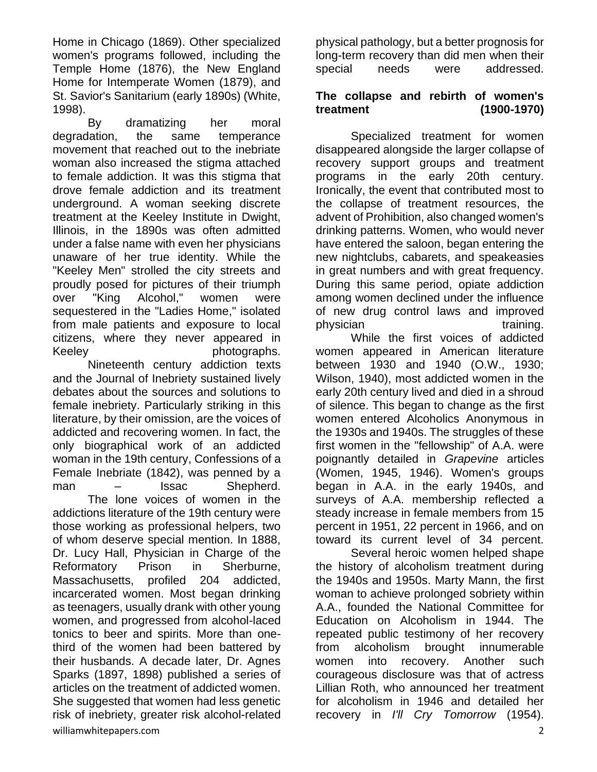Home in Chicago (1869). Other specialized women's programs followed, including the Temple Home (1876), the New England Home for Intemperate Women (1879), and St. Savior's Sanitarium (early 1890s) (White, 1998).

By dramatizing her moral degradation, the same temperance movement that reached out to the inebriate woman also increased the stigma attached to female addiction. It was this stigma that drove female addiction and its treatment underground. A woman seeking discrete treatment at the Keeley Institute in Dwight, Illinois, in the 1890s was often admitted under a false name with even her physicians unaware of her true identity. While the "Keeley Men" strolled the city streets and proudly posed for pictures of their triumph over "King Alcohol," women were sequestered in the "Ladies Home," isolated from male patients and exposure to local citizens, where they never appeared in Keeley photographs.

Nineteenth century addiction texts and the Journal of Inebriety sustained lively debates about the sources and solutions to female inebriety. Particularly striking in this literature, by their omission, are the voices of addicted and recovering women. In fact, the only biographical work of an addicted woman in the 19th century, Confessions of a Female Inebriate (1842), was penned by a man – Issac Shepherd.

The lone voices of women in the addictions literature of the 19th century were those working as professional helpers, two of whom deserve special mention. In 1888, Dr. Lucy Hall, Physician in Charge of the Reformatory Prison in Sherburne, Massachusetts, profiled 204 addicted, incarcerated women. Most began drinking as teenagers, usually drank with other young women, and progressed from alcohol-laced tonics to beer and spirits. More than one-third of the women had been battered by their husbands. A decade later, Dr. Agnes Sparks (1897, 1898) published a series of articles on the treatment of addicted women. She suggested that women had less genetic risk of inebriety, greater risk alcohol-related physical pathology, but a better prognosis for long-term recovery than did men when their special needs were addressed.

## The collapse and rebirth of women's treatment (1900-1970)

Specialized treatment for women disappeared alongside the larger collapse of recovery support groups and treatment programs in the early 20th century. Ironically, the event that contributed most to the collapse of treatment resources, the advent of Prohibition, also changed women's drinking patterns. Women, who would never have entered the saloon, began entering the new nightclubs, cabarets, and speakeasies in great numbers and with great frequency. During this same period, opiate addiction among women declined under the influence of new drug control laws and improved physician training.

While the first voices of addicted women appeared in American literature between 1930 and 1940 (O.W., 1930; Wilson, 1940), most addicted women in the early 20th century lived and died in a shroud of silence. This began to change as the first women entered Alcoholics Anonymous in the 1930s and 1940s. The struggles of these first women in the "fellowship" of A.A. were poignantly detailed in *Grapevine* articles (Women, 1945, 1946). Women's groups began in A.A. in the early 1940s, and surveys of A.A. membership reflected a steady increase in female members from 15 percent in 1951, 22 percent in 1966, and on toward its current level of 34 percent.

Several heroic women helped shape the history of alcoholism treatment during the 1940s and 1950s. Marty Mann, the first woman to achieve prolonged sobriety within A.A., founded the National Committee for Education on Alcoholism in 1944. The repeated public testimony of her recovery from alcoholism brought innumerable women into recovery. Another such courageous disclosure was that of actress Lillian Roth, who announced her treatment for alcoholism in 1946 and detailed her recovery in *I'll Cry Tomorrow* (1954).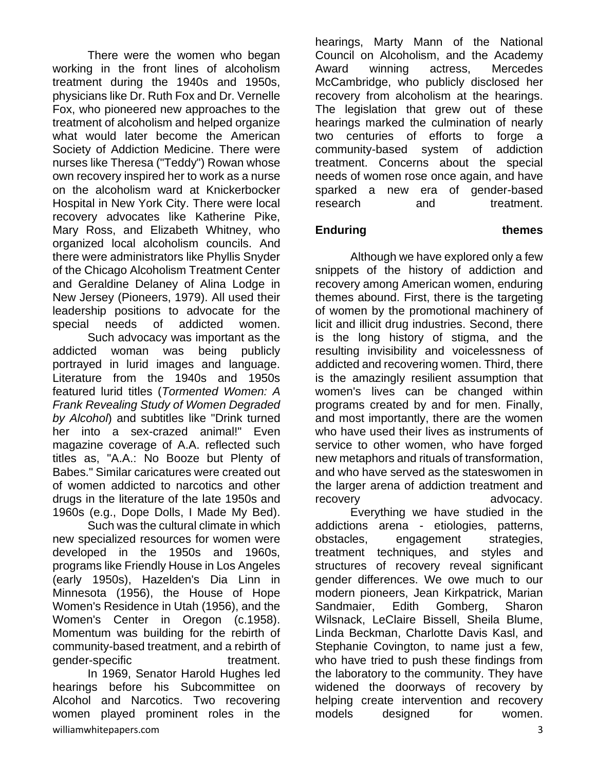There were the women who began working in the front lines of alcoholism treatment during the 1940s and 1950s, physicians like Dr. Ruth Fox and Dr. Vernelle Fox, who pioneered new approaches to the treatment of alcoholism and helped organize what would later become the American Society of Addiction Medicine. There were nurses like Theresa ("Teddy") Rowan whose own recovery inspired her to work as a nurse on the alcoholism ward at Knickerbocker Hospital in New York City. There were local recovery advocates like Katherine Pike, Mary Ross, and Elizabeth Whitney, who organized local alcoholism councils. And there were administrators like Phyllis Snyder of the Chicago Alcoholism Treatment Center and Geraldine Delaney of Alina Lodge in New Jersey (Pioneers, 1979). All used their leadership positions to advocate for the special needs of addicted women.

Such advocacy was important as the addicted woman was being publicly portrayed in lurid images and language. Literature from the 1940s and 1950s featured lurid titles (*Tormented Women: A Frank Revealing Study of Women Degraded by Alcohol*) and subtitles like "Drink turned her into a sex-crazed animal!" Even magazine coverage of A.A. reflected such titles as, "A.A.: No Booze but Plenty of Babes." Similar caricatures were created out of women addicted to narcotics and other drugs in the literature of the late 1950s and 1960s (e.g., Dope Dolls, I Made My Bed).

Such was the cultural climate in which new specialized resources for women were developed in the 1950s and 1960s, programs like Friendly House in Los Angeles (early 1950s), Hazelden's Dia Linn in Minnesota (1956), the House of Hope Women's Residence in Utah (1956), and the Women's Center in Oregon (c.1958). Momentum was building for the rebirth of community-based treatment, and a rebirth of gender-specific treatment.

In 1969, Senator Harold Hughes led hearings before his Subcommittee on Alcohol and Narcotics. Two recovering women played prominent roles in the hearings, Marty Mann of the National Council on Alcoholism, and the Academy Award winning actress, Mercedes McCambridge, who publicly disclosed her recovery from alcoholism at the hearings. The legislation that grew out of these hearings marked the culmination of nearly two centuries of efforts to forge a community-based system of addiction treatment. Concerns about the special needs of women rose once again, and have sparked a new era of gender-based research and treatment.

**Enduring themes**

Although we have explored only a few snippets of the history of addiction and recovery among American women, enduring themes abound. First, there is the targeting of women by the promotional machinery of licit and illicit drug industries. Second, there is the long history of stigma, and the resulting invisibility and voicelessness of addicted and recovering women. Third, there is the amazingly resilient assumption that women's lives can be changed within programs created by and for men. Finally, and most importantly, there are the women who have used their lives as instruments of service to other women, who have forged new metaphors and rituals of transformation, and who have served as the stateswomen in the larger arena of addiction treatment and recovery advocacy.

Everything we have studied in the addictions arena - etiologies, patterns, obstacles, engagement strategies, treatment techniques, and styles and structures of recovery reveal significant gender differences. We owe much to our modern pioneers, Jean Kirkpatrick, Marian Sandmaier, Edith Gomberg, Sharon Wilsnack, LeClaire Bissell, Sheila Blume, Linda Beckman, Charlotte Davis Kasl, and Stephanie Covington, to name just a few, who have tried to push these findings from the laboratory to the community. They have widened the doorways of recovery by helping create intervention and recovery models designed for women.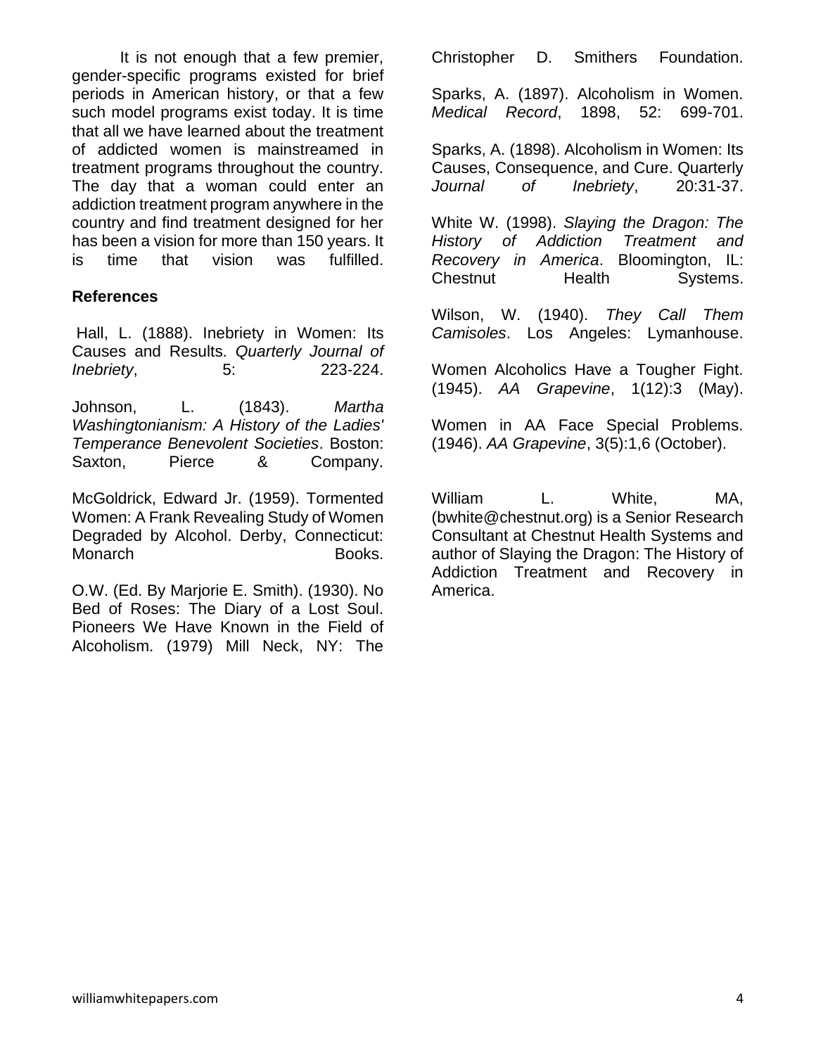It is not enough that a few premier, gender-specific programs existed for brief periods in American history, or that a few such model programs exist today. It is time that all we have learned about the treatment of addicted women is mainstreamed in treatment programs throughout the country. The day that a woman could enter an addiction treatment program anywhere in the country and find treatment designed for her has been a vision for more than 150 years. It is time that vision was fulfilled.

**References**

Hall, L. (1888). Inebriety in Women: Its Causes and Results. *Quarterly Journal of Inebriety*, 5: 223-224.

Johnson, L. (1843). *Martha Washingtonianism: A History of the Ladies' Temperance Benevolent Societies*. Boston: Saxton, Pierce & Company.

McGoldrick, Edward Jr. (1959). Tormented Women: A Frank Revealing Study of Women Degraded by Alcohol. Derby, Connecticut: Monarch Books.

O.W. (Ed. By Marjorie E. Smith). (1930). No Bed of Roses: The Diary of a Lost Soul. Pioneers We Have Known in the Field of Alcoholism. (1979) Mill Neck, NY: The Christopher D. Smithers Foundation.

Sparks, A. (1897). Alcoholism in Women. *Medical Record*, 1898, 52: 699-701.

Sparks, A. (1898). Alcoholism in Women: Its Causes, Consequence, and Cure. Quarterly *Journal of Inebriety*, 20:31-37.

White W. (1998). *Slaying the Dragon: The History of Addiction Treatment and Recovery in America*. Bloomington, IL: Chestnut Health Systems.

Wilson, W. (1940). *They Call Them Camisoles*. Los Angeles: Lymanhouse.

Women Alcoholics Have a Tougher Fight. (1945). *AA Grapevine*, 1(12):3 (May).

Women in AA Face Special Problems. (1946). *AA Grapevine*, 3(5):1,6 (October).

William L. White, MA, (bwhite@chestnut.org) is a Senior Research Consultant at Chestnut Health Systems and author of Slaying the Dragon: The History of Addiction Treatment and Recovery in America.